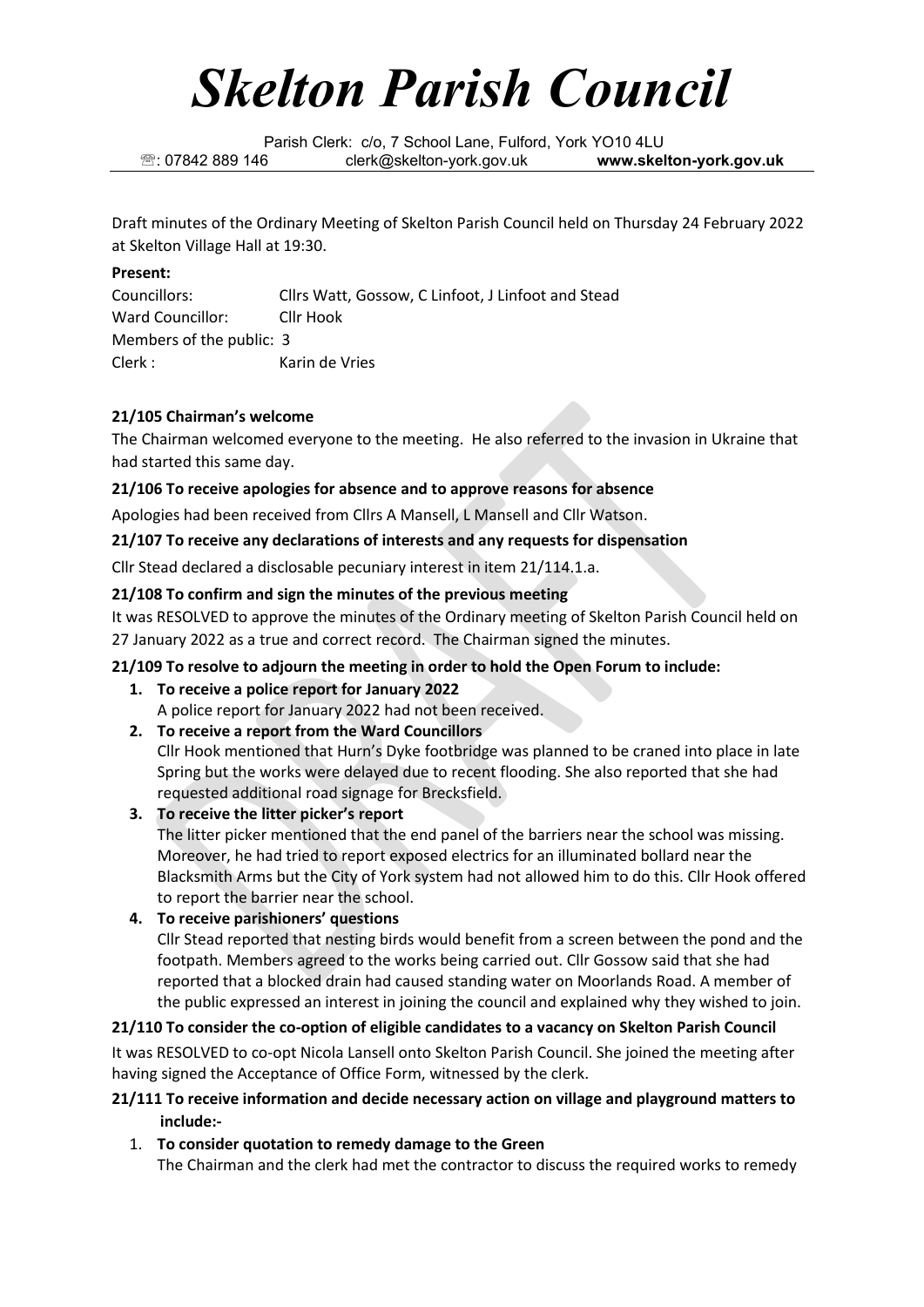# *Skelton Parish Council*

Parish Clerk: c/o, 7 School Lane, Fulford, York YO10 4LU
☏: 07842 889 146 clerk@skelton-york.gov.uk **www.skelton-york.gov.uk**

Draft minutes of the Ordinary Meeting of Skelton Parish Council held on Thursday 24 February 2022 at Skelton Village Hall at 19:30.

**Present:**

Councillors: Cllrs Watt, Gossow, C Linfoot, J Linfoot and Stead
Ward Councillor: Cllr Hook
Members of the public: 3
Clerk : Karin de Vries

**21/105 Chairman's welcome**

The Chairman welcomed everyone to the meeting. He also referred to the invasion in Ukraine that had started this same day.

**21/106 To receive apologies for absence and to approve reasons for absence**

Apologies had been received from Cllrs A Mansell, L Mansell and Cllr Watson.

**21/107 To receive any declarations of interests and any requests for dispensation**

Cllr Stead declared a disclosable pecuniary interest in item 21/114.1.a.

**21/108 To confirm and sign the minutes of the previous meeting**

It was RESOLVED to approve the minutes of the Ordinary meeting of Skelton Parish Council held on 27 January 2022 as a true and correct record. The Chairman signed the minutes.

**21/109 To resolve to adjourn the meeting in order to hold the Open Forum to include:**

1. **To receive a police report for January 2022**
   A police report for January 2022 had not been received.
2. **To receive a report from the Ward Councillors**
   Cllr Hook mentioned that Hurn's Dyke footbridge was planned to be craned into place in late Spring but the works were delayed due to recent flooding. She also reported that she had requested additional road signage for Brecksfield.
3. **To receive the litter picker's report**
   The litter picker mentioned that the end panel of the barriers near the school was missing. Moreover, he had tried to report exposed electrics for an illuminated bollard near the Blacksmith Arms but the City of York system had not allowed him to do this. Cllr Hook offered to report the barrier near the school.
4. **To receive parishioners' questions**
   Cllr Stead reported that nesting birds would benefit from a screen between the pond and the footpath. Members agreed to the works being carried out. Cllr Gossow said that she had reported that a blocked drain had caused standing water on Moorlands Road. A member of the public expressed an interest in joining the council and explained why they wished to join.

**21/110 To consider the co-option of eligible candidates to a vacancy on Skelton Parish Council**

It was RESOLVED to co-opt Nicola Lansell onto Skelton Parish Council. She joined the meeting after having signed the Acceptance of Office Form, witnessed by the clerk.

**21/111 To receive information and decide necessary action on village and playground matters to include:-**

1. **To consider quotation to remedy damage to the Green**
   The Chairman and the clerk had met the contractor to discuss the required works to remedy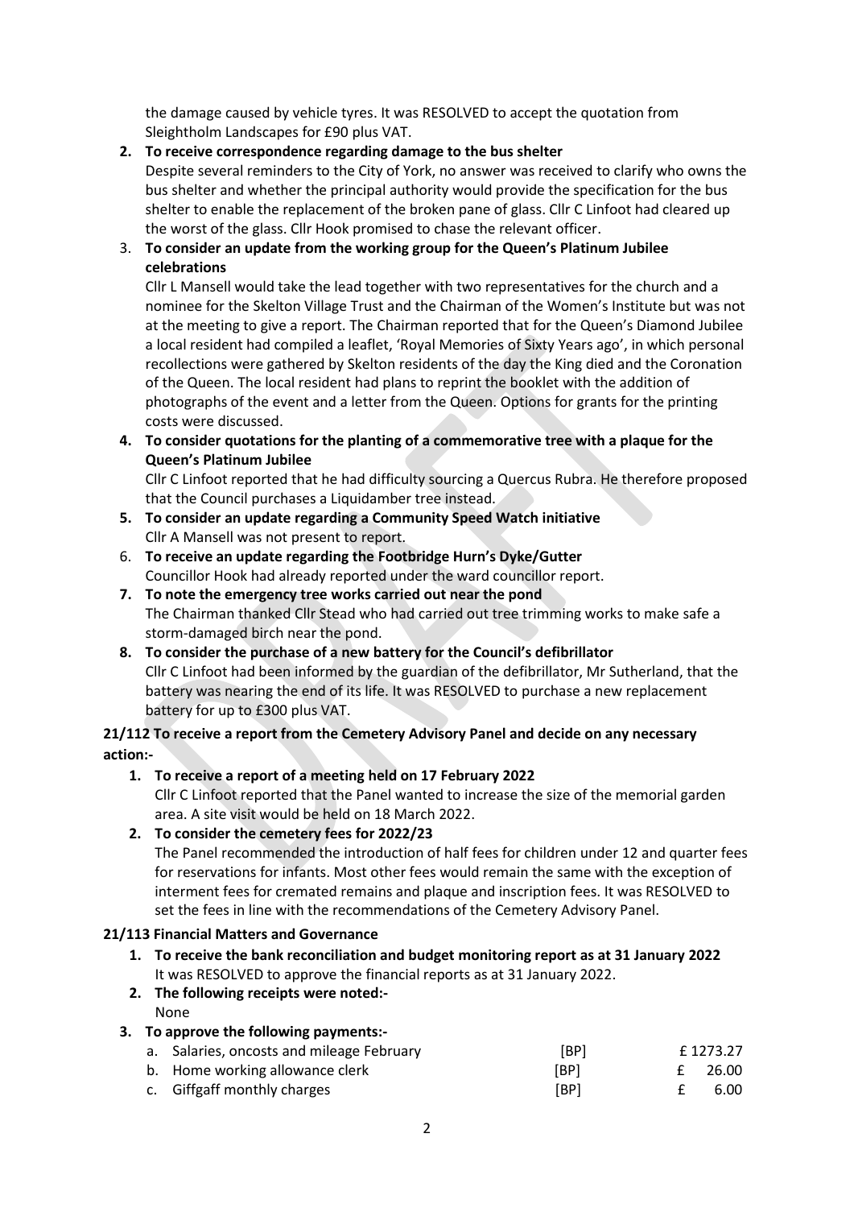the damage caused by vehicle tyres. It was RESOLVED to accept the quotation from Sleightholm Landscapes for £90 plus VAT.

2. **To receive correspondence regarding damage to the bus shelter**
   Despite several reminders to the City of York, no answer was received to clarify who owns the bus shelter and whether the principal authority would provide the specification for the bus shelter to enable the replacement of the broken pane of glass. Cllr C Linfoot had cleared up the worst of the glass. Cllr Hook promised to chase the relevant officer.

3. **To consider an update from the working group for the Queen's Platinum Jubilee celebrations**
   Cllr L Mansell would take the lead together with two representatives for the church and a nominee for the Skelton Village Trust and the Chairman of the Women's Institute but was not at the meeting to give a report. The Chairman reported that for the Queen's Diamond Jubilee a local resident had compiled a leaflet, 'Royal Memories of Sixty Years ago', in which personal recollections were gathered by Skelton residents of the day the King died and the Coronation of the Queen. The local resident had plans to reprint the booklet with the addition of photographs of the event and a letter from the Queen. Options for grants for the printing costs were discussed.

4. **To consider quotations for the planting of a commemorative tree with a plaque for the Queen's Platinum Jubilee**
   Cllr C Linfoot reported that he had difficulty sourcing a Quercus Rubra. He therefore proposed that the Council purchases a Liquidamber tree instead.

5. **To consider an update regarding a Community Speed Watch initiative**
   Cllr A Mansell was not present to report.

6. **To receive an update regarding the Footbridge Hurn's Dyke/Gutter**
   Councillor Hook had already reported under the ward councillor report.

7. **To note the emergency tree works carried out near the pond**
   The Chairman thanked Cllr Stead who had carried out tree trimming works to make safe a storm-damaged birch near the pond.

8. **To consider the purchase of a new battery for the Council's defibrillator**
   Cllr C Linfoot had been informed by the guardian of the defibrillator, Mr Sutherland, that the battery was nearing the end of its life. It was RESOLVED to purchase a new replacement battery for up to £300 plus VAT.

**21/112 To receive a report from the Cemetery Advisory Panel and decide on any necessary action:-**

1. **To receive a report of a meeting held on 17 February 2022**
   Cllr C Linfoot reported that the Panel wanted to increase the size of the memorial garden area. A site visit would be held on 18 March 2022.

2. **To consider the cemetery fees for 2022/23**
   The Panel recommended the introduction of half fees for children under 12 and quarter fees for reservations for infants. Most other fees would remain the same with the exception of interment fees for cremated remains and plaque and inscription fees. It was RESOLVED to set the fees in line with the recommendations of the Cemetery Advisory Panel.

**21/113 Financial Matters and Governance**

1. **To receive the bank reconciliation and budget monitoring report as at 31 January 2022**
   It was RESOLVED to approve the financial reports as at 31 January 2022.

2. **The following receipts were noted:-**
   None

3. **To approve the following payments:-**

| | | | |
|---|---|---|---|
| a. | Salaries, oncosts and mileage February | [BP] | £ 1273.27 |
| b. | Home working allowance clerk | [BP] | £ 26.00 |
| c. | Giffgaff monthly charges | [BP] | £ 6.00 |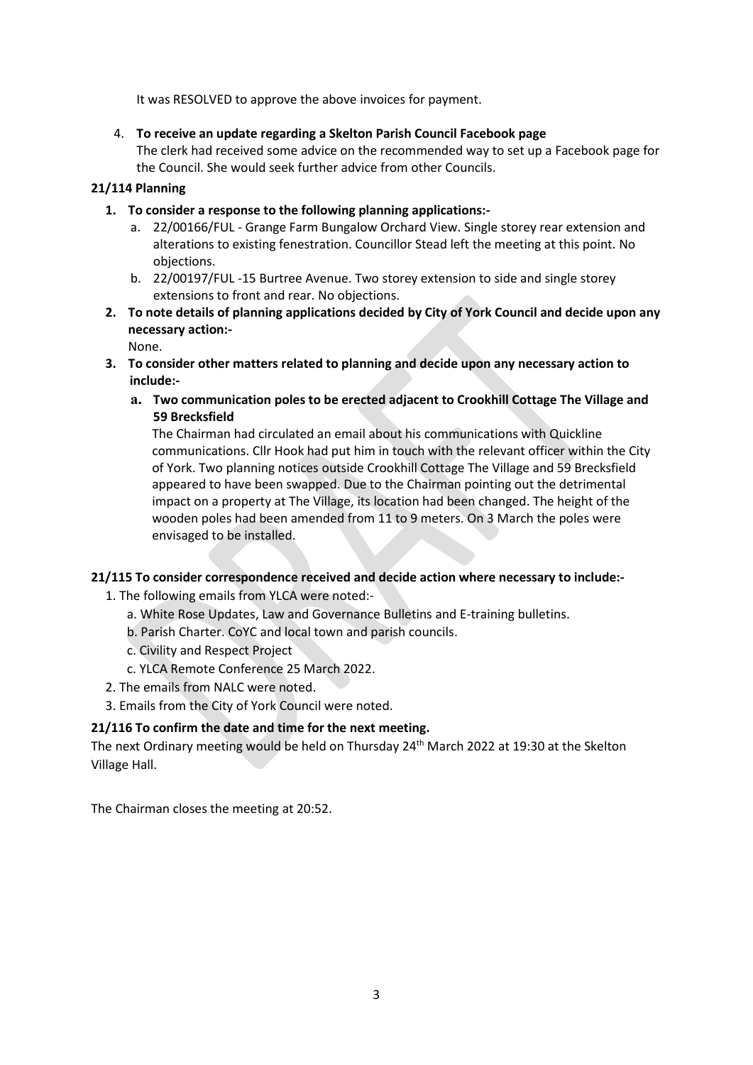It was RESOLVED to approve the above invoices for payment.

4. **To receive an update regarding a Skelton Parish Council Facebook page**
   The clerk had received some advice on the recommended way to set up a Facebook page for the Council. She would seek further advice from other Councils.

**21/114 Planning**

1. **To consider a response to the following planning applications:-**
   a. 22/00166/FUL - Grange Farm Bungalow Orchard View. Single storey rear extension and alterations to existing fenestration. Councillor Stead left the meeting at this point. No objections.
   b. 22/00197/FUL -15 Burtree Avenue. Two storey extension to side and single storey extensions to front and rear. No objections.
2. **To note details of planning applications decided by City of York Council and decide upon any necessary action:-**
   None.
3. **To consider other matters related to planning and decide upon any necessary action to include:-**
   a. **Two communication poles to be erected adjacent to Crookhill Cottage The Village and 59 Brecksfield**
      The Chairman had circulated an email about his communications with Quickline communications. Cllr Hook had put him in touch with the relevant officer within the City of York. Two planning notices outside Crookhill Cottage The Village and 59 Brecksfield appeared to have been swapped. Due to the Chairman pointing out the detrimental impact on a property at The Village, its location had been changed. The height of the wooden poles had been amended from 11 to 9 meters. On 3 March the poles were envisaged to be installed.

**21/115 To consider correspondence received and decide action where necessary to include:-**

1. The following emails from YLCA were noted:-
   a. White Rose Updates, Law and Governance Bulletins and E-training bulletins.
   b. Parish Charter. CoYC and local town and parish councils.
   c. Civility and Respect Project
   c. YLCA Remote Conference 25 March 2022.
2. The emails from NALC were noted.
3. Emails from the City of York Council were noted.

**21/116 To confirm the date and time for the next meeting.**

The next Ordinary meeting would be held on Thursday 24th March 2022 at 19:30 at the Skelton Village Hall.

The Chairman closes the meeting at 20:52.